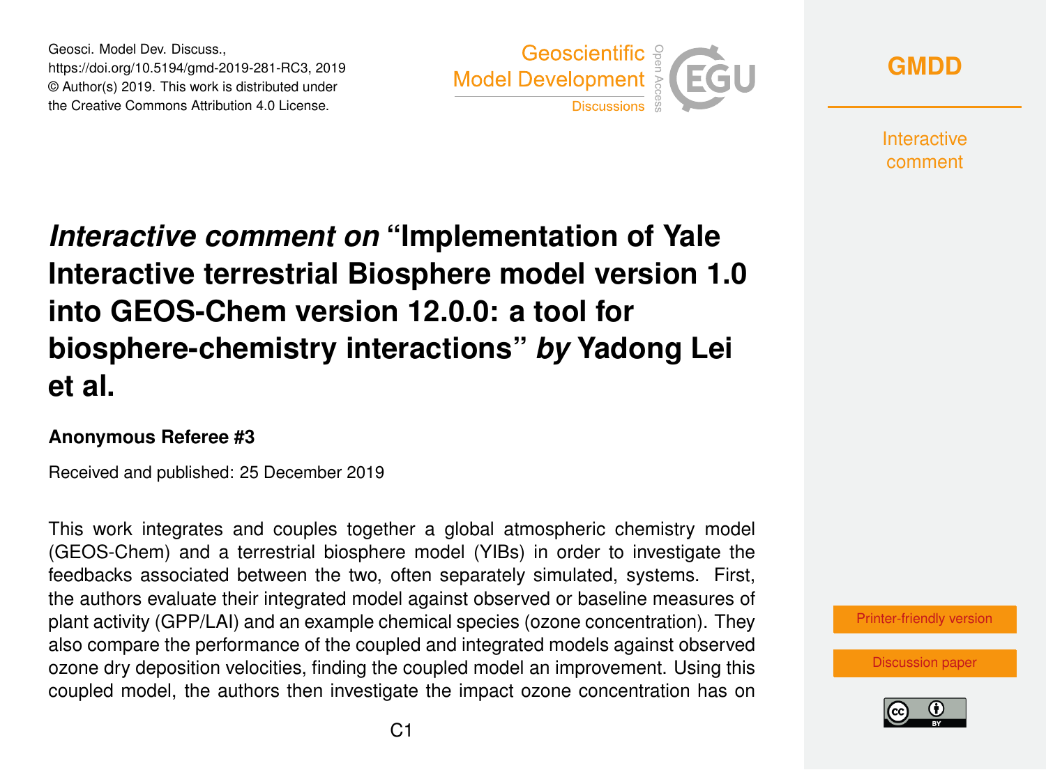# *Interactive comment on* "Implementation of Yale Interactive terrestrial Biosphere model version 1.0 into GEOS-Chem version 12.0.0: a tool for biosphere-chemistry interactions" *by* Yadong Lei et al.

**Anonymous Referee #3**

Received and published: 25 December 2019

This work integrates and couples together a global atmospheric chemistry model (GEOS-Chem) and a terrestrial biosphere model (YIBs) in order to investigate the feedbacks associated between the two, often separately simulated, systems. First, the authors evaluate their integrated model against observed or baseline measures of plant activity (GPP/LAI) and an example chemical species (ozone concentration). They also compare the performance of the coupled and integrated models against observed ozone dry deposition velocities, finding the coupled model an improvement. Using this coupled model, the authors then investigate the impact ozone concentration has on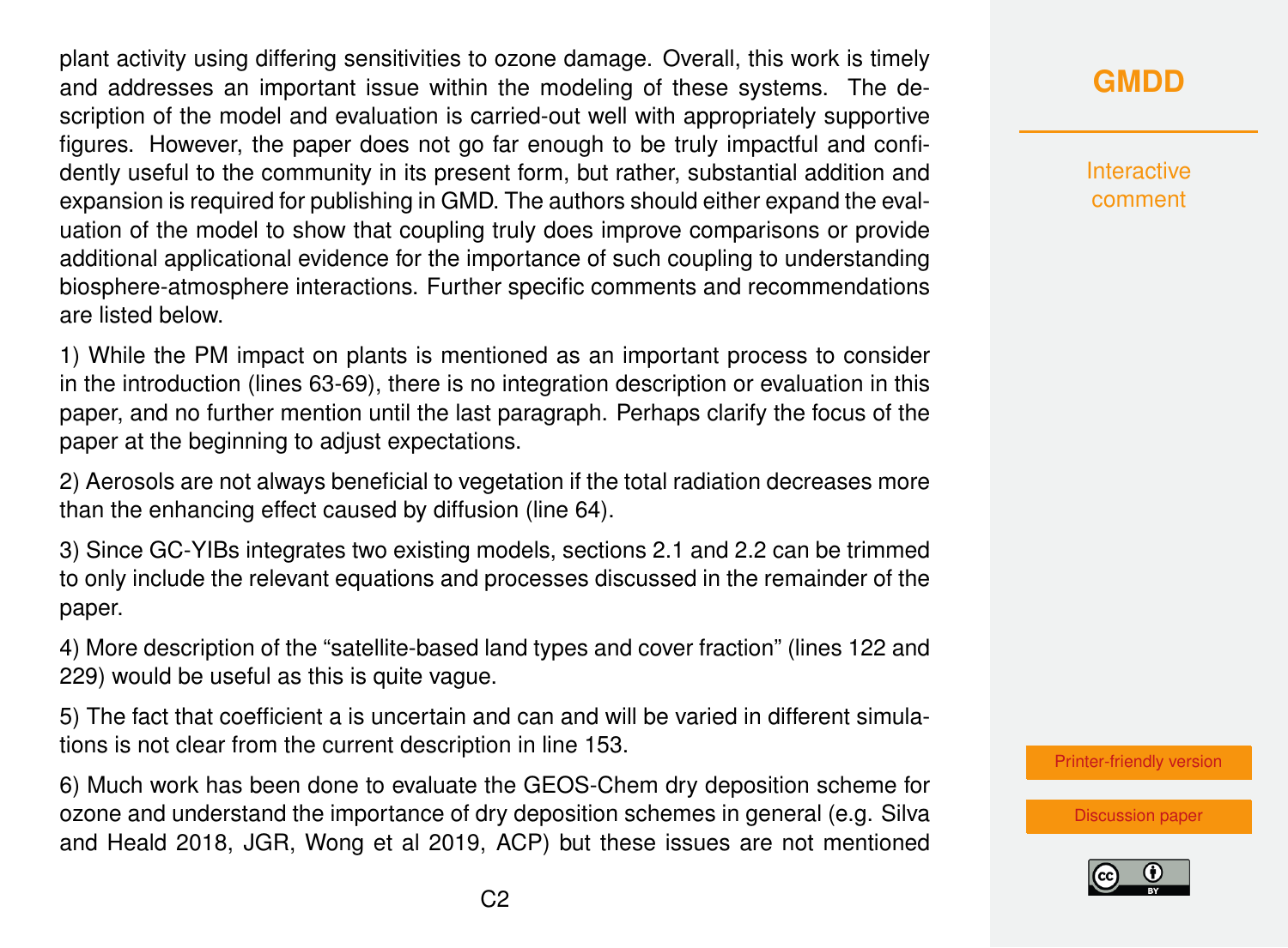plant activity using differing sensitivities to ozone damage. Overall, this work is timely and addresses an important issue within the modeling of these systems. The description of the model and evaluation is carried-out well with appropriately supportive figures. However, the paper does not go far enough to be truly impactful and confidently useful to the community in its present form, but rather, substantial addition and expansion is required for publishing in GMD. The authors should either expand the evaluation of the model to show that coupling truly does improve comparisons or provide additional applicational evidence for the importance of such coupling to understanding biosphere-atmosphere interactions. Further specific comments and recommendations are listed below.

1) While the PM impact on plants is mentioned as an important process to consider in the introduction (lines 63-69), there is no integration description or evaluation in this paper, and no further mention until the last paragraph. Perhaps clarify the focus of the paper at the beginning to adjust expectations.

2) Aerosols are not always beneficial to vegetation if the total radiation decreases more than the enhancing effect caused by diffusion (line 64).

3) Since GC-YIBs integrates two existing models, sections 2.1 and 2.2 can be trimmed to only include the relevant equations and processes discussed in the remainder of the paper.

4) More description of the "satellite-based land types and cover fraction" (lines 122 and 229) would be useful as this is quite vague.

5) The fact that coefficient a is uncertain and can and will be varied in different simulations is not clear from the current description in line 153.

6) Much work has been done to evaluate the GEOS-Chem dry deposition scheme for ozone and understand the importance of dry deposition schemes in general (e.g. Silva and Heald 2018, JGR, Wong et al 2019, ACP) but these issues are not mentioned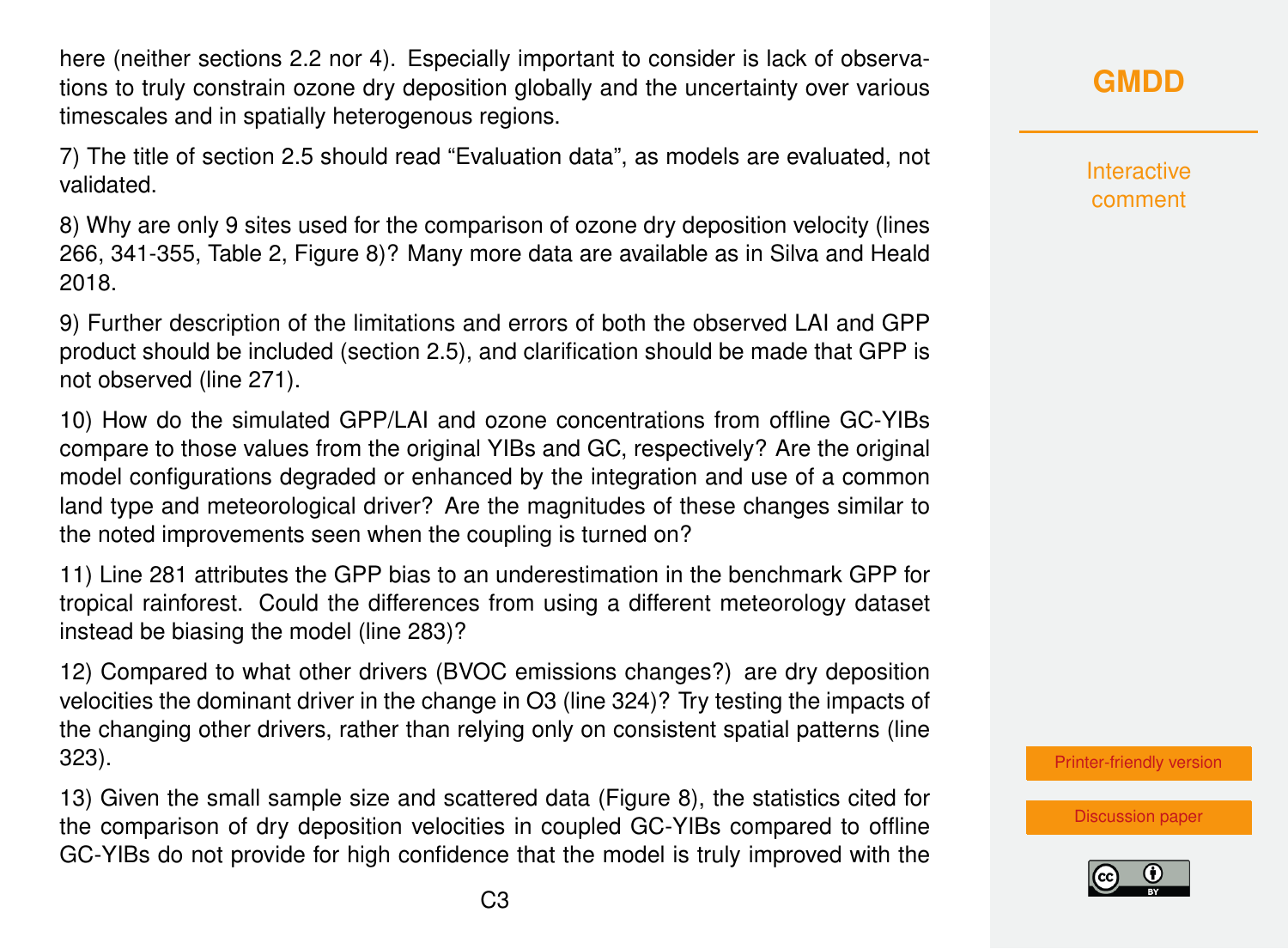here (neither sections 2.2 nor 4). Especially important to consider is lack of observations to truly constrain ozone dry deposition globally and the uncertainty over various timescales and in spatially heterogenous regions.

7) The title of section 2.5 should read “Evaluation data”, as models are evaluated, not validated.

8) Why are only 9 sites used for the comparison of ozone dry deposition velocity (lines 266, 341-355, Table 2, Figure 8)? Many more data are available as in Silva and Heald 2018.

9) Further description of the limitations and errors of both the observed LAI and GPP product should be included (section 2.5), and clarification should be made that GPP is not observed (line 271).

10) How do the simulated GPP/LAI and ozone concentrations from offline GC-YIBs compare to those values from the original YIBs and GC, respectively? Are the original model configurations degraded or enhanced by the integration and use of a common land type and meteorological driver? Are the magnitudes of these changes similar to the noted improvements seen when the coupling is turned on?

11) Line 281 attributes the GPP bias to an underestimation in the benchmark GPP for tropical rainforest. Could the differences from using a different meteorology dataset instead be biasing the model (line 283)?

12) Compared to what other drivers (BVOC emissions changes?) are dry deposition velocities the dominant driver in the change in $O_3$ (line 324)? Try testing the impacts of the changing other drivers, rather than relying only on consistent spatial patterns (line 323).

13) Given the small sample size and scattered data (Figure 8), the statistics cited for the comparison of dry deposition velocities in coupled GC-YIBs compared to offline GC-YIBs do not provide for high confidence that the model is truly improved with the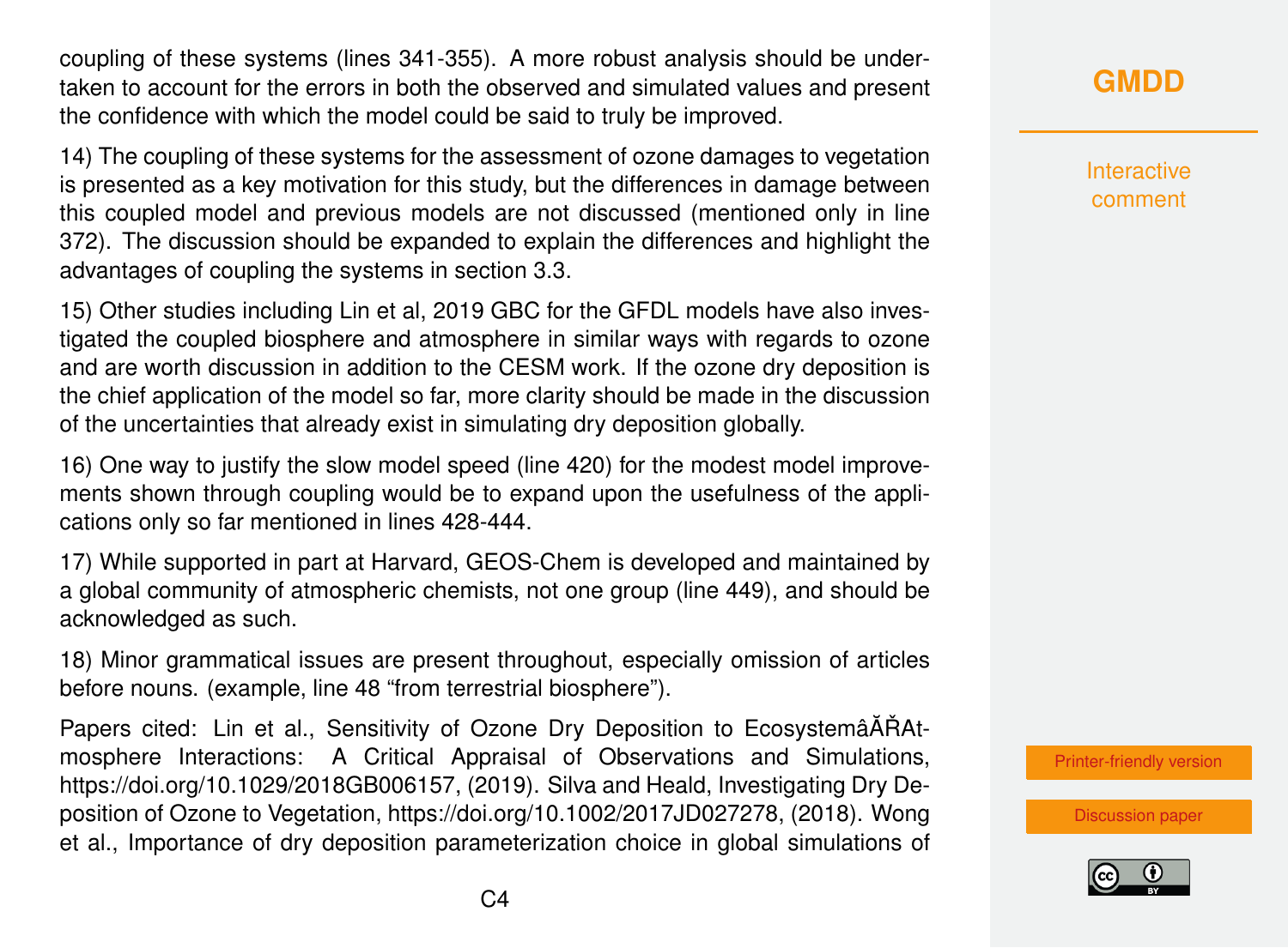coupling of these systems (lines 341-355). A more robust analysis should be undertaken to account for the errors in both the observed and simulated values and present the confidence with which the model could be said to truly be improved.

14) The coupling of these systems for the assessment of ozone damages to vegetation is presented as a key motivation for this study, but the differences in damage between this coupled model and previous models are not discussed (mentioned only in line 372). The discussion should be expanded to explain the differences and highlight the advantages of coupling the systems in section 3.3.

15) Other studies including Lin et al, 2019 GBC for the GFDL models have also investigated the coupled biosphere and atmosphere in similar ways with regards to ozone and are worth discussion in addition to the CESM work. If the ozone dry deposition is the chief application of the model so far, more clarity should be made in the discussion of the uncertainties that already exist in simulating dry deposition globally.

16) One way to justify the slow model speed (line 420) for the modest model improvements shown through coupling would be to expand upon the usefulness of the applications only so far mentioned in lines 428-444.

17) While supported in part at Harvard, GEOS-Chem is developed and maintained by a global community of atmospheric chemists, not one group (line 449), and should be acknowledged as such.

18) Minor grammatical issues are present throughout, especially omission of articles before nouns. (example, line 48 "from terrestrial biosphere").

Papers cited: Lin et al., Sensitivity of Ozone Dry Deposition to EcosystemâĂŘAtmosphere Interactions: A Critical Appraisal of Observations and Simulations, https://doi.org/10.1029/2018GB006157, (2019). Silva and Heald, Investigating Dry Deposition of Ozone to Vegetation, https://doi.org/10.1002/2017JD027278, (2018). Wong et al., Importance of dry deposition parameterization choice in global simulations of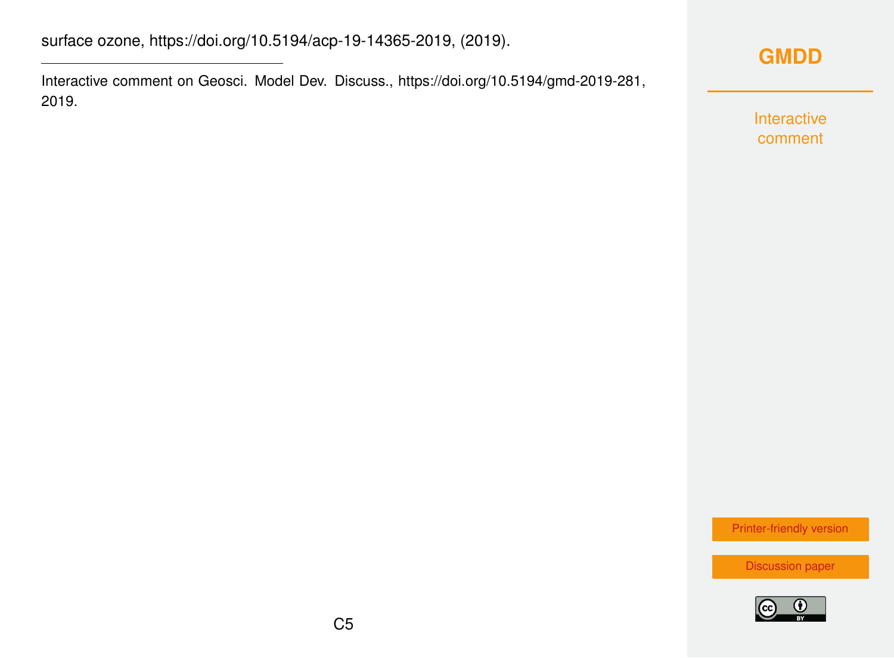surface ozone, https://doi.org/10.5194/acp-19-14365-2019, (2019).

---

Interactive comment on Geosci. Model Dev. Discuss., https://doi.org/10.5194/gmd-2019-281, 2019.